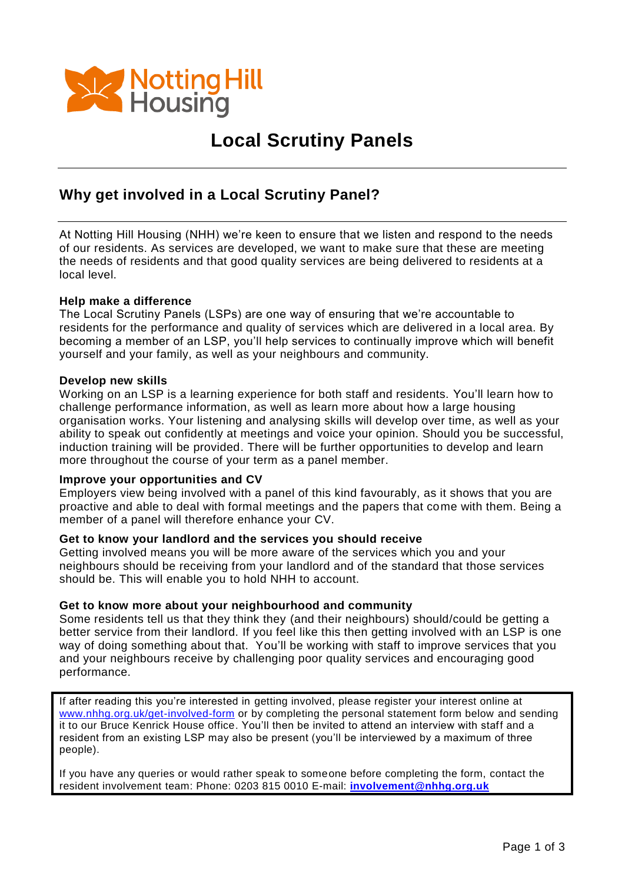Notting Hill Housing

# Local Scrutiny Panels

## Why get involved in a Local Scrutiny Panel?

At Notting Hill Housing (NHH) we're keen to ensure that we listen and respond to the needs of our residents. As services are developed, we want to make sure that these are meeting the needs of residents and that good quality services are being delivered to residents at a local level.

**Help make a difference**
The Local Scrutiny Panels (LSPs) are one way of ensuring that we're accountable to residents for the performance and quality of services which are delivered in a local area. By becoming a member of an LSP, you'll help services to continually improve which will benefit yourself and your family, as well as your neighbours and community.

**Develop new skills**
Working on an LSP is a learning experience for both staff and residents. You'll learn how to challenge performance information, as well as learn more about how a large housing organisation works. Your listening and analysing skills will develop over time, as well as your ability to speak out confidently at meetings and voice your opinion. Should you be successful, induction training will be provided. There will be further opportunities to develop and learn more throughout the course of your term as a panel member.

**Improve your opportunities and CV**
Employers view being involved with a panel of this kind favourably, as it shows that you are proactive and able to deal with formal meetings and the papers that come with them. Being a member of a panel will therefore enhance your CV.

**Get to know your landlord and the services you should receive**
Getting involved means you will be more aware of the services which you and your neighbours should be receiving from your landlord and of the standard that those services should be. This will enable you to hold NHH to account.

**Get to know more about your neighbourhood and community**
Some residents tell us that they think they (and their neighbours) should/could be getting a better service from their landlord. If you feel like this then getting involved with an LSP is one way of doing something about that. You'll be working with staff to improve services that you and your neighbours receive by challenging poor quality services and encouraging good performance.

If after reading this you're interested in getting involved, please register your interest online at www.nhhg.org.uk/get-involved-form or by completing the personal statement form below and sending it to our Bruce Kenrick House office. You'll then be invited to attend an interview with staff and a resident from an existing LSP may also be present (you'll be interviewed by a maximum of three people).

If you have any queries or would rather speak to someone before completing the form, contact the resident involvement team: Phone: 0203 815 0010 E-mail: **involvement@nhhg.org.uk**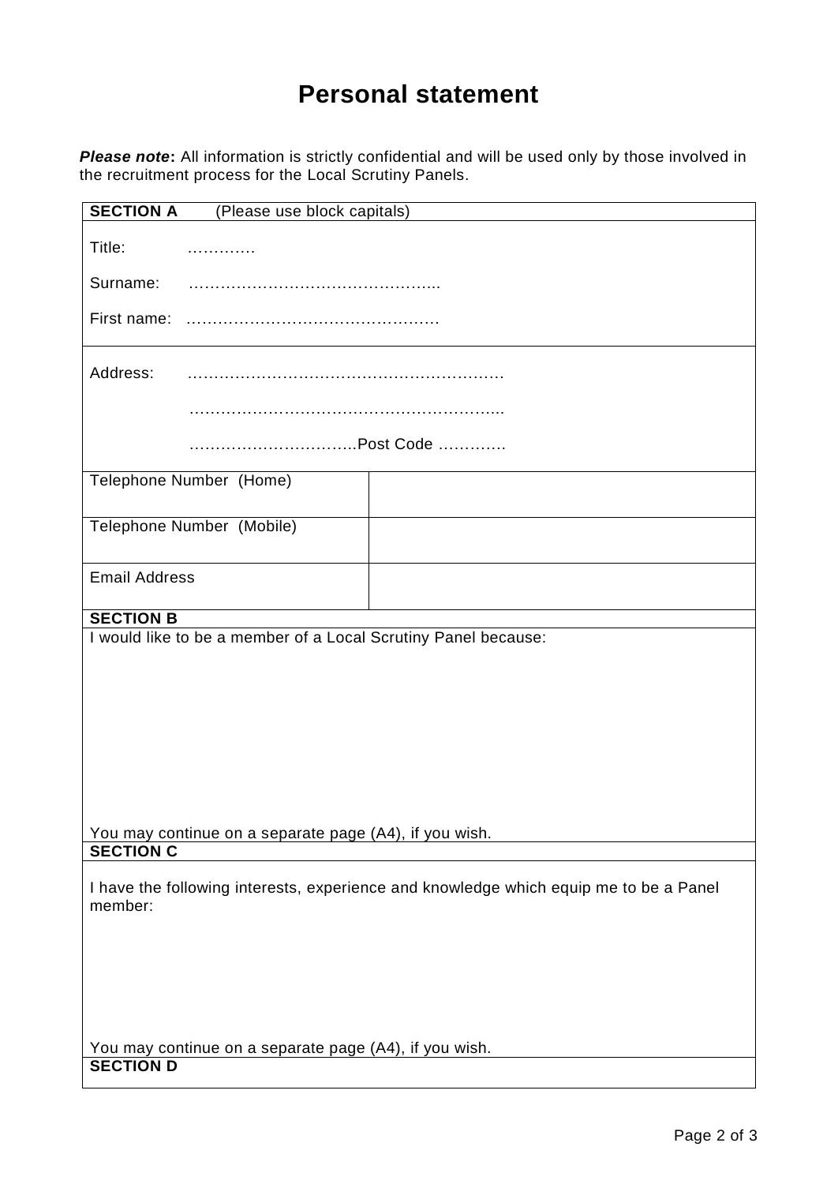# Personal statement

***Please note*:** All information is strictly confidential and will be used only by those involved in the recruitment process for the Local Scrutiny Panels.

**SECTION A** (Please use block capitals)

Title: …………

Surname: ………………………………………..

First name: …………………………………………

Address: ……………………………………………………

……………………………………………………..

…………………………..Post Code …………

| | |
|---|---|
| Telephone Number (Home) | |
| Telephone Number (Mobile) | |
| Email Address | |

**SECTION B**

I would like to be a member of a Local Scrutiny Panel because:

You may continue on a separate page (A4), if you wish.

**SECTION C**

I have the following interests, experience and knowledge which equip me to be a Panel member:

You may continue on a separate page (A4), if you wish.

**SECTION D**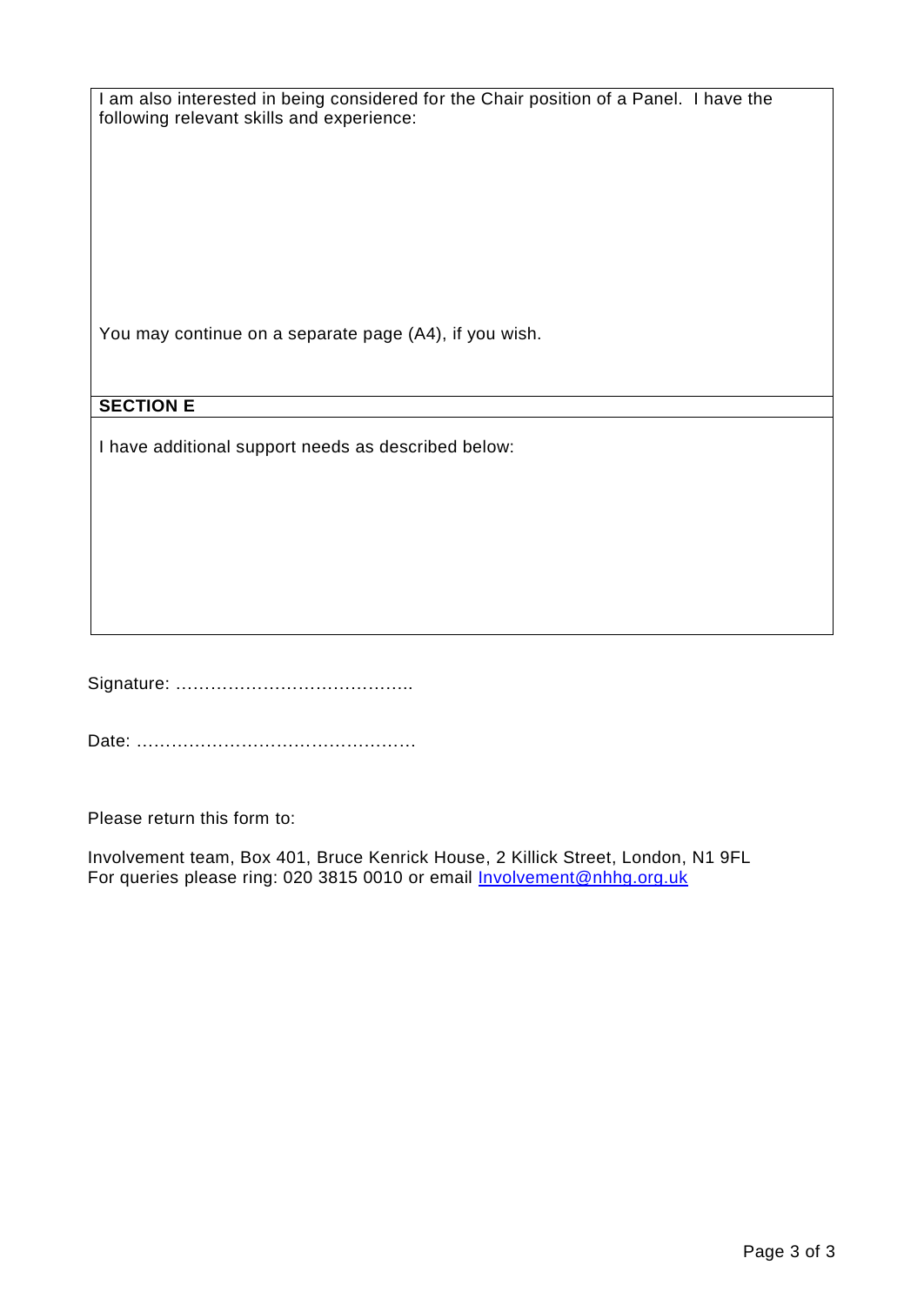I am also interested in being considered for the Chair position of a Panel. I have the following relevant skills and experience:

You may continue on a separate page (A4), if you wish.

**SECTION E**

I have additional support needs as described below:

Signature: …………………………………..

Date: …………………………………………

Please return this form to:

Involvement team, Box 401, Bruce Kenrick House, 2 Killick Street, London, N1 9FL
For queries please ring: 020 3815 0010 or email Involvement@nhhg.org.uk